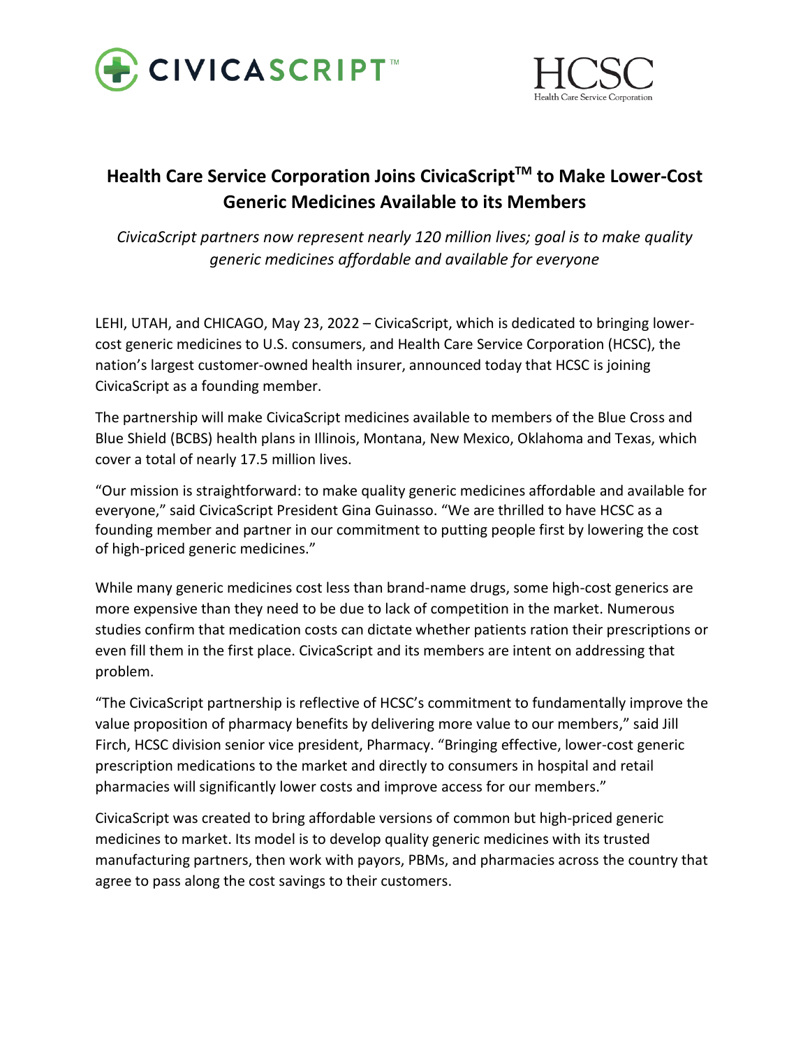CIVICASCRIPT™

HCSC
Health Care Service Corporation

# Health Care Service Corporation Joins CivicaScript™ to Make Lower-Cost Generic Medicines Available to its Members

*CivicaScript partners now represent nearly 120 million lives; goal is to make quality generic medicines affordable and available for everyone*

LEHI, UTAH, and CHICAGO, May 23, 2022 – CivicaScript, which is dedicated to bringing lower-cost generic medicines to U.S. consumers, and Health Care Service Corporation (HCSC), the nation's largest customer-owned health insurer, announced today that HCSC is joining CivicaScript as a founding member.

The partnership will make CivicaScript medicines available to members of the Blue Cross and Blue Shield (BCBS) health plans in Illinois, Montana, New Mexico, Oklahoma and Texas, which cover a total of nearly 17.5 million lives.

"Our mission is straightforward: to make quality generic medicines affordable and available for everyone," said CivicaScript President Gina Guinasso. "We are thrilled to have HCSC as a founding member and partner in our commitment to putting people first by lowering the cost of high-priced generic medicines."

While many generic medicines cost less than brand-name drugs, some high-cost generics are more expensive than they need to be due to lack of competition in the market. Numerous studies confirm that medication costs can dictate whether patients ration their prescriptions or even fill them in the first place. CivicaScript and its members are intent on addressing that problem.

"The CivicaScript partnership is reflective of HCSC's commitment to fundamentally improve the value proposition of pharmacy benefits by delivering more value to our members," said Jill Firch, HCSC division senior vice president, Pharmacy. "Bringing effective, lower-cost generic prescription medications to the market and directly to consumers in hospital and retail pharmacies will significantly lower costs and improve access for our members."

CivicaScript was created to bring affordable versions of common but high-priced generic medicines to market. Its model is to develop quality generic medicines with its trusted manufacturing partners, then work with payors, PBMs, and pharmacies across the country that agree to pass along the cost savings to their customers.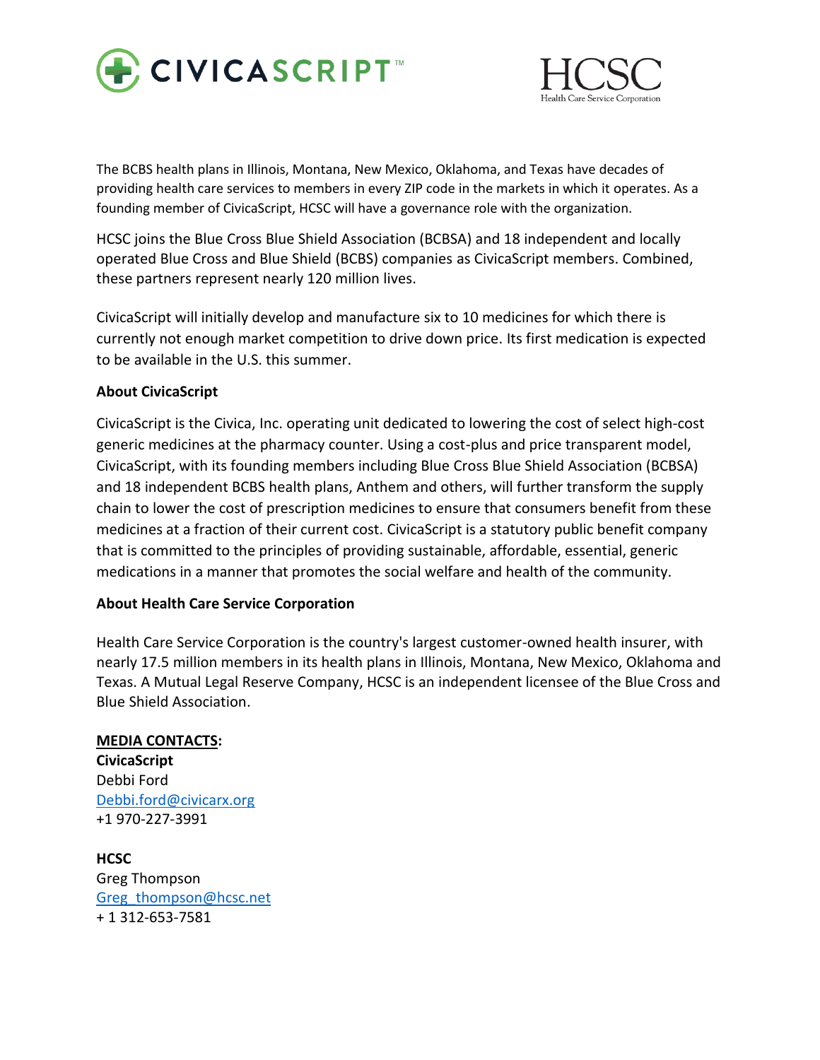The BCBS health plans in Illinois, Montana, New Mexico, Oklahoma, and Texas have decades of providing health care services to members in every ZIP code in the markets in which it operates. As a founding member of CivicaScript, HCSC will have a governance role with the organization.

HCSC joins the Blue Cross Blue Shield Association (BCBSA) and 18 independent and locally operated Blue Cross and Blue Shield (BCBS) companies as CivicaScript members. Combined, these partners represent nearly 120 million lives.

CivicaScript will initially develop and manufacture six to 10 medicines for which there is currently not enough market competition to drive down price. Its first medication is expected to be available in the U.S. this summer.

**About CivicaScript**

CivicaScript is the Civica, Inc. operating unit dedicated to lowering the cost of select high-cost generic medicines at the pharmacy counter. Using a cost-plus and price transparent model, CivicaScript, with its founding members including Blue Cross Blue Shield Association (BCBSA) and 18 independent BCBS health plans, Anthem and others, will further transform the supply chain to lower the cost of prescription medicines to ensure that consumers benefit from these medicines at a fraction of their current cost. CivicaScript is a statutory public benefit company that is committed to the principles of providing sustainable, affordable, essential, generic medications in a manner that promotes the social welfare and health of the community.

**About Health Care Service Corporation**

Health Care Service Corporation is the country's largest customer-owned health insurer, with nearly 17.5 million members in its health plans in Illinois, Montana, New Mexico, Oklahoma and Texas. A Mutual Legal Reserve Company, HCSC is an independent licensee of the Blue Cross and Blue Shield Association.

**MEDIA CONTACTS:**

**CivicaScript**
Debbi Ford
Debbi.ford@civicarx.org
+1 970-227-3991

**HCSC**
Greg Thompson
Greg_thompson@hcsc.net
+ 1 312-653-7581